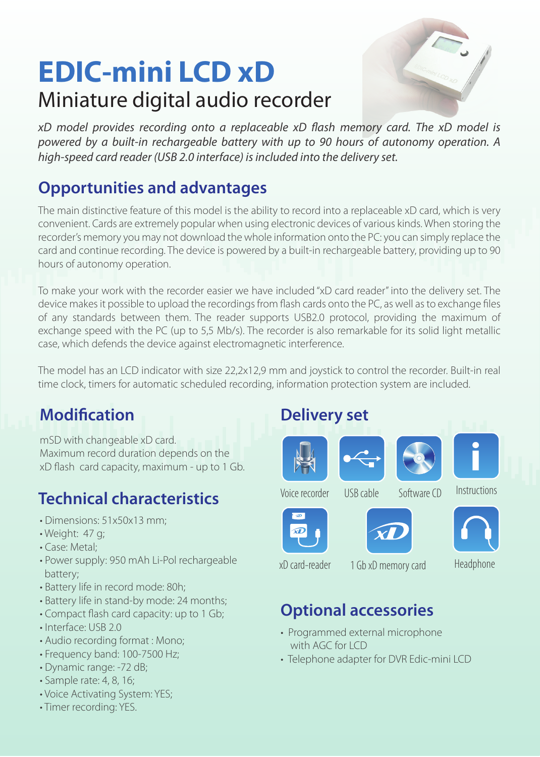# EDIC-mini LCD xD

## Miniature digital audio recorder

*xD model provides recording onto a replaceable xD flash memory card. The xD model is powered by a built-in rechargeable battery with up to 90 hours of autonomy operation. A high-speed card reader (USB 2.0 interface) is included into the delivery set.*

## Opportunities and advantages

The main distinctive feature of this model is the ability to record into a replaceable xD card, which is very convenient. Cards are extremely popular when using electronic devices of various kinds. When storing the recorder's memory you may not download the whole information onto the PC: you can simply replace the card and continue recording. The device is powered by a built-in rechargeable battery, providing up to 90 hours of autonomy operation.

To make your work with the recorder easier we have included "xD card reader" into the delivery set. The device makes it possible to upload the recordings from flash cards onto the PC, as well as to exchange files of any standards between them. The reader supports USB2.0 protocol, providing the maximum of exchange speed with the PC (up to 5,5 Mb/s). The recorder is also remarkable for its solid light metallic case, which defends the device against electromagnetic interference.

The model has an LCD indicator with size 22,2x12,9 mm and joystick to control the recorder. Built-in real time clock, timers for automatic scheduled recording, information protection system are included.

## Modification

mSD with changeable xD card.
Maximum record duration depends on the xD flash card capacity, maximum - up to 1 Gb.

## Technical characteristics

- Dimensions: 51x50x13 mm;
- Weight: 47 g;
- Case: Metal;
- Power supply: 950 mAh Li-Pol rechargeable battery;
- Battery life in record mode: 80h;
- Battery life in stand-by mode: 24 months;
- Compact flash card capacity: up to 1 Gb;
- Interface: USB 2.0
- Audio recording format : Mono;
- Frequency band: 100-7500 Hz;
- Dynamic range: -72 dB;
- Sample rate: 4, 8, 16;
- Voice Activating System: YES;
- Timer recording: YES.

## Delivery set

- Voice recorder
- USB cable
- Software CD
- Instructions
- xD card-reader
- 1 Gb xD memory card
- Headphone

## Optional accessories

- Programmed external microphone with AGC for LCD
- Telephone adapter for DVR Edic-mini LCD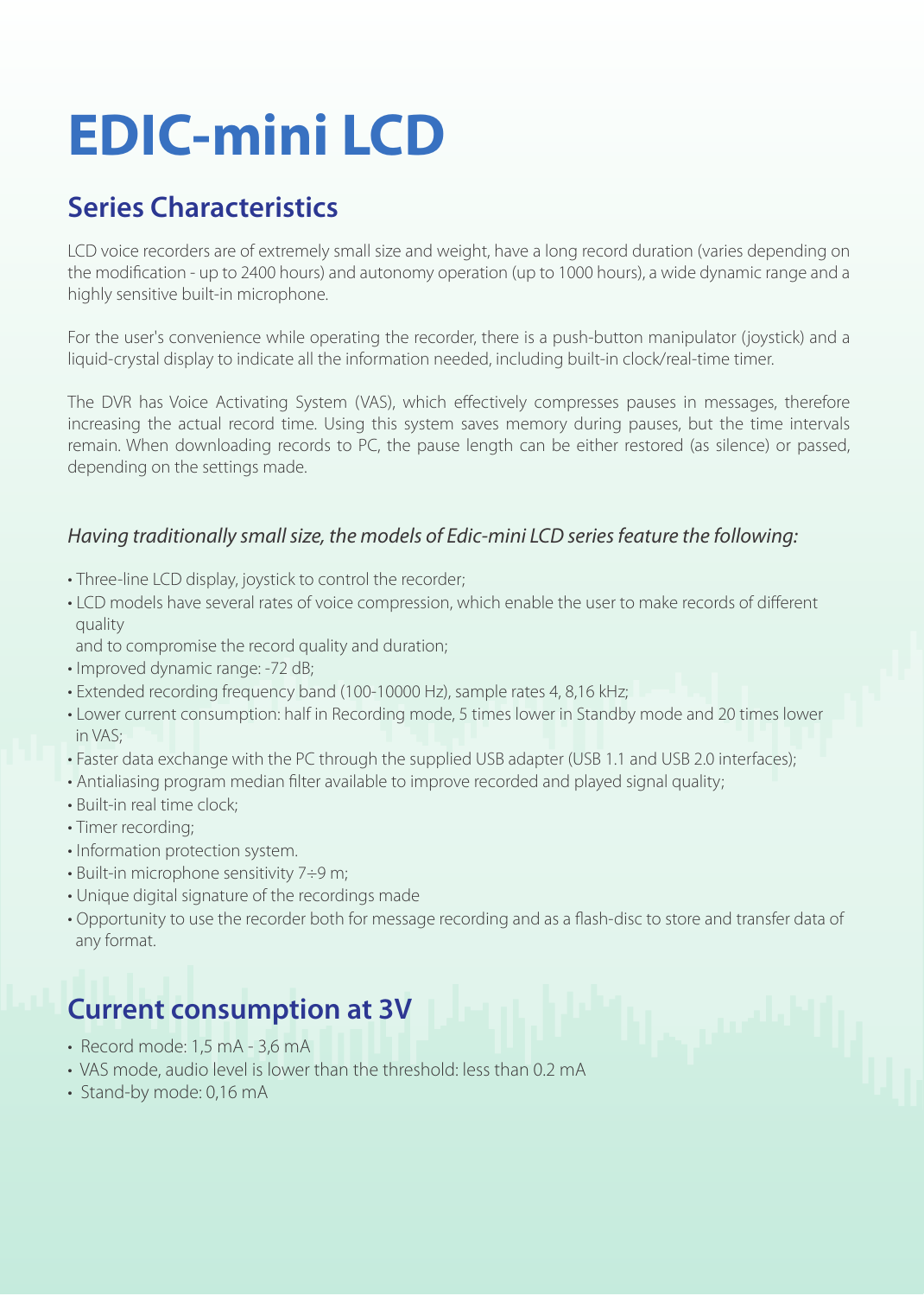# EDIC-mini LCD

## Series Characteristics

LCD voice recorders are of extremely small size and weight, have a long record duration (varies depending on the modification - up to 2400 hours) and autonomy operation (up to 1000 hours), a wide dynamic range and a highly sensitive built-in microphone.

For the user's convenience while operating the recorder, there is a push-button manipulator (joystick) and a liquid-crystal display to indicate all the information needed, including built-in clock/real-time timer.

The DVR has Voice Activating System (VAS), which effectively compresses pauses in messages, therefore increasing the actual record time. Using this system saves memory during pauses, but the time intervals remain. When downloading records to PC, the pause length can be either restored (as silence) or passed, depending on the settings made.

*Having traditionally small size, the models of Edic-mini LCD series feature the following:*

- Three-line LCD display, joystick to control the recorder;
- LCD models have several rates of voice compression, which enable the user to make records of different quality and to compromise the record quality and duration;
- Improved dynamic range: -72 dB;
- Extended recording frequency band (100-10000 Hz), sample rates 4, 8,16 kHz;
- Lower current consumption: half in Recording mode, 5 times lower in Standby mode and 20 times lower in VAS;
- Faster data exchange with the PC through the supplied USB adapter (USB 1.1 and USB 2.0 interfaces);
- Antialiasing program median filter available to improve recorded and played signal quality;
- Built-in real time clock;
- Timer recording;
- Information protection system.
- Built-in microphone sensitivity 7÷9 m;
- Unique digital signature of the recordings made
- Opportunity to use the recorder both for message recording and as a flash-disc to store and transfer data of any format.

## Current consumption at 3V

- Record mode: 1,5 mA - 3,6 mA
- VAS mode, audio level is lower than the threshold: less than 0.2 mA
- Stand-by mode: 0,16 mA